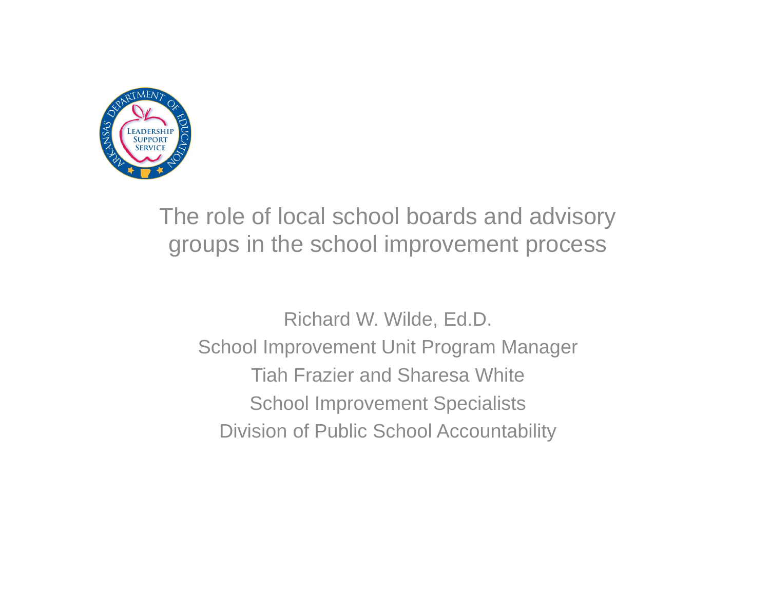# The role of local school boards and advisory groups in the school improvement process

Richard W. Wilde, Ed.D.

School Improvement Unit Program Manager

Tiah Frazier and Sharesa White

School Improvement Specialists

Division of Public School Accountability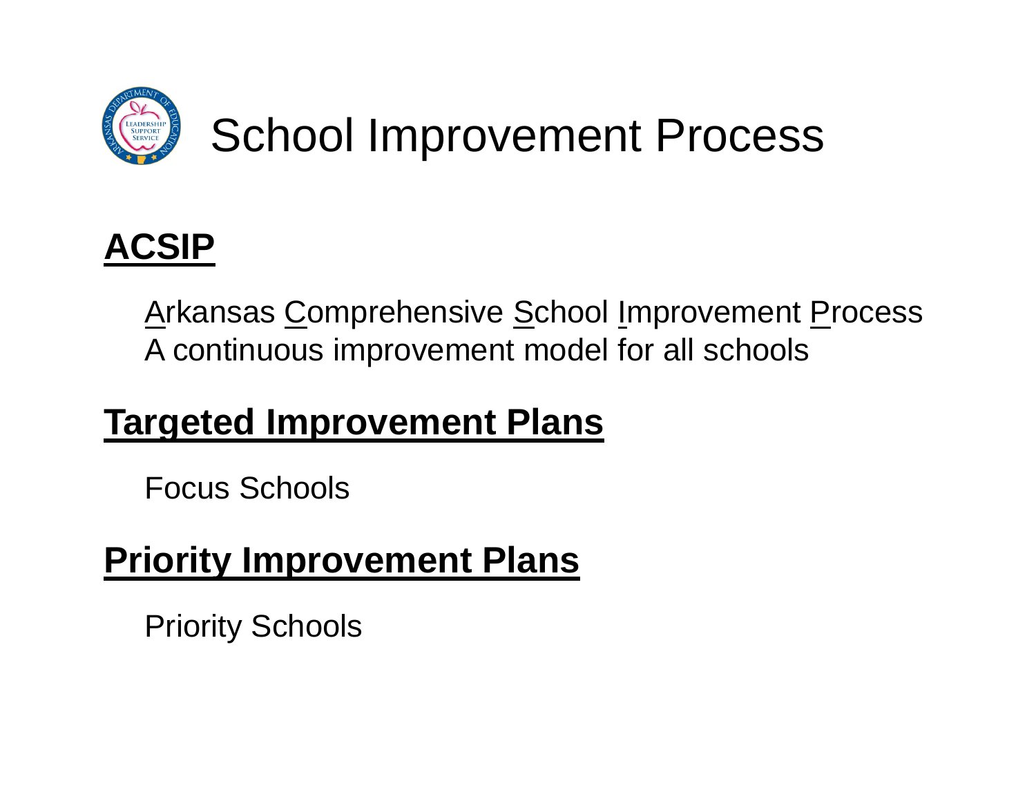# School Improvement Process

## ACSIP

Arkansas Comprehensive School Improvement Process
A continuous improvement model for all schools

## Targeted Improvement Plans

Focus Schools

## Priority Improvement Plans

Priority Schools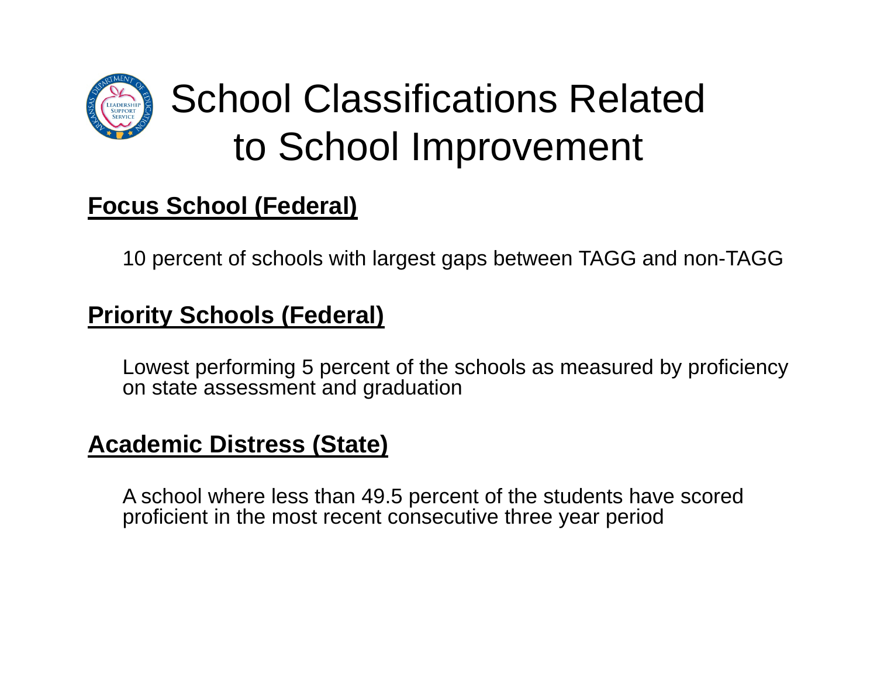# School Classifications Related to School Improvement

**Focus School (Federal)**

10 percent of schools with largest gaps between TAGG and non-TAGG

**Priority Schools (Federal)**

Lowest performing 5 percent of the schools as measured by proficiency on state assessment and graduation

**Academic Distress (State)**

A school where less than 49.5 percent of the students have scored proficient in the most recent consecutive three year period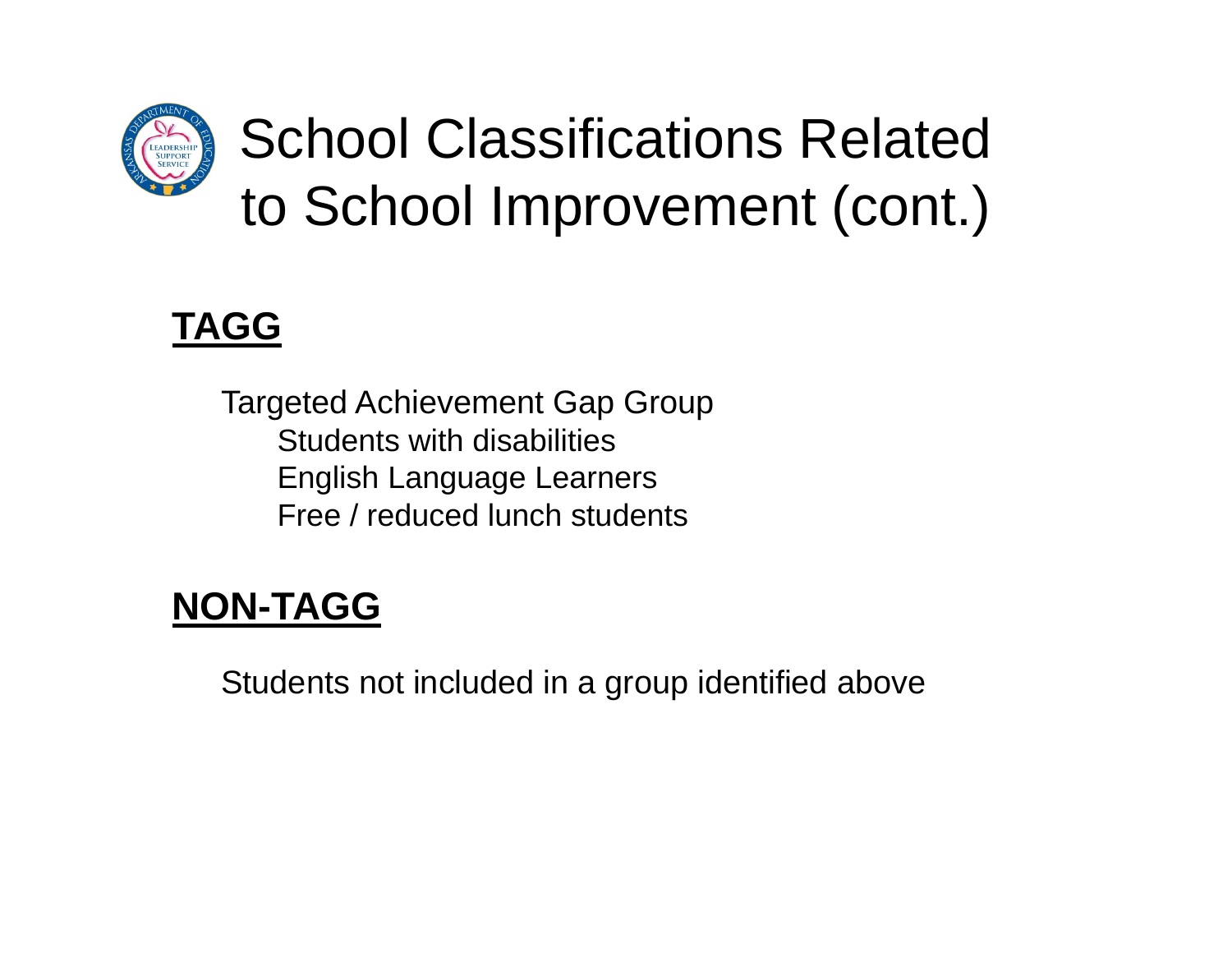# School Classifications Related to School Improvement (cont.)

**TAGG**

Targeted Achievement Gap Group
- Students with disabilities
- English Language Learners
- Free / reduced lunch students

**NON-TAGG**

Students not included in a group identified above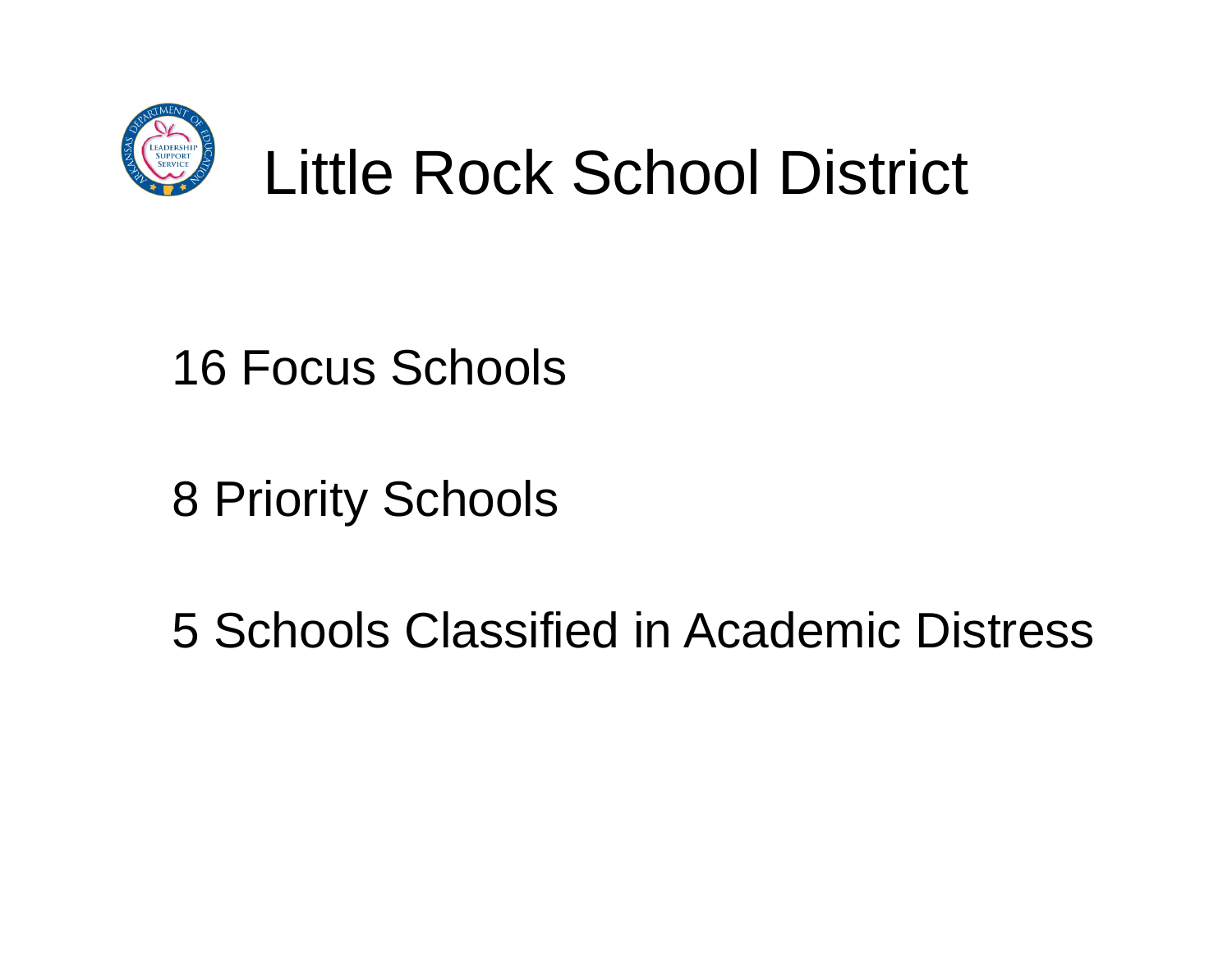# Little Rock School District

16 Focus Schools

8 Priority Schools

5 Schools Classified in Academic Distress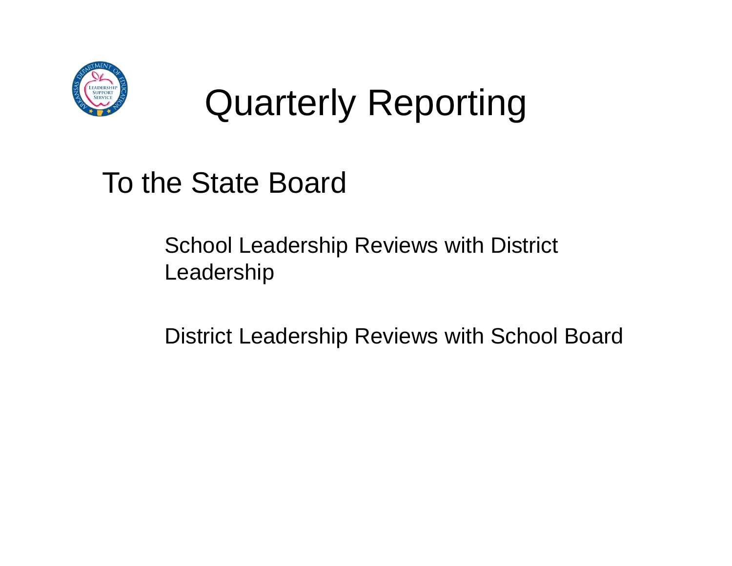# Quarterly Reporting

## To the State Board

School Leadership Reviews with District Leadership

District Leadership Reviews with School Board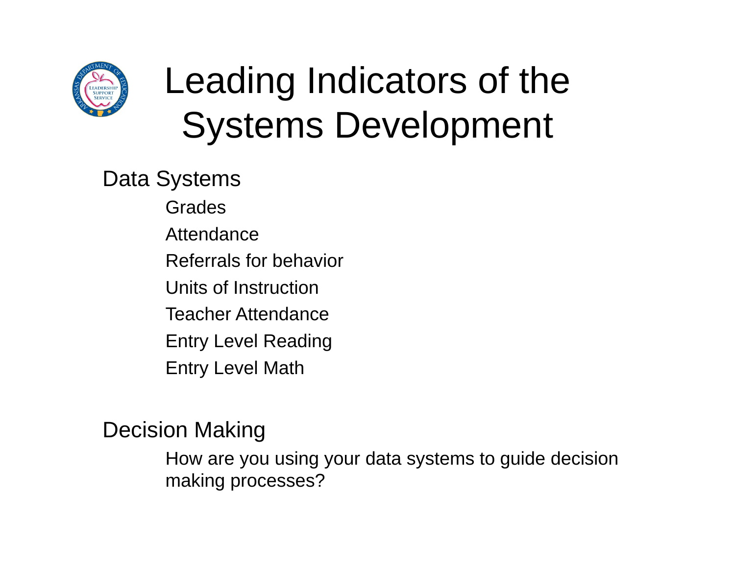# Leading Indicators of the Systems Development

## Data Systems

- Grades
- Attendance
- Referrals for behavior
- Units of Instruction
- Teacher Attendance
- Entry Level Reading
- Entry Level Math

## Decision Making

How are you using your data systems to guide decision making processes?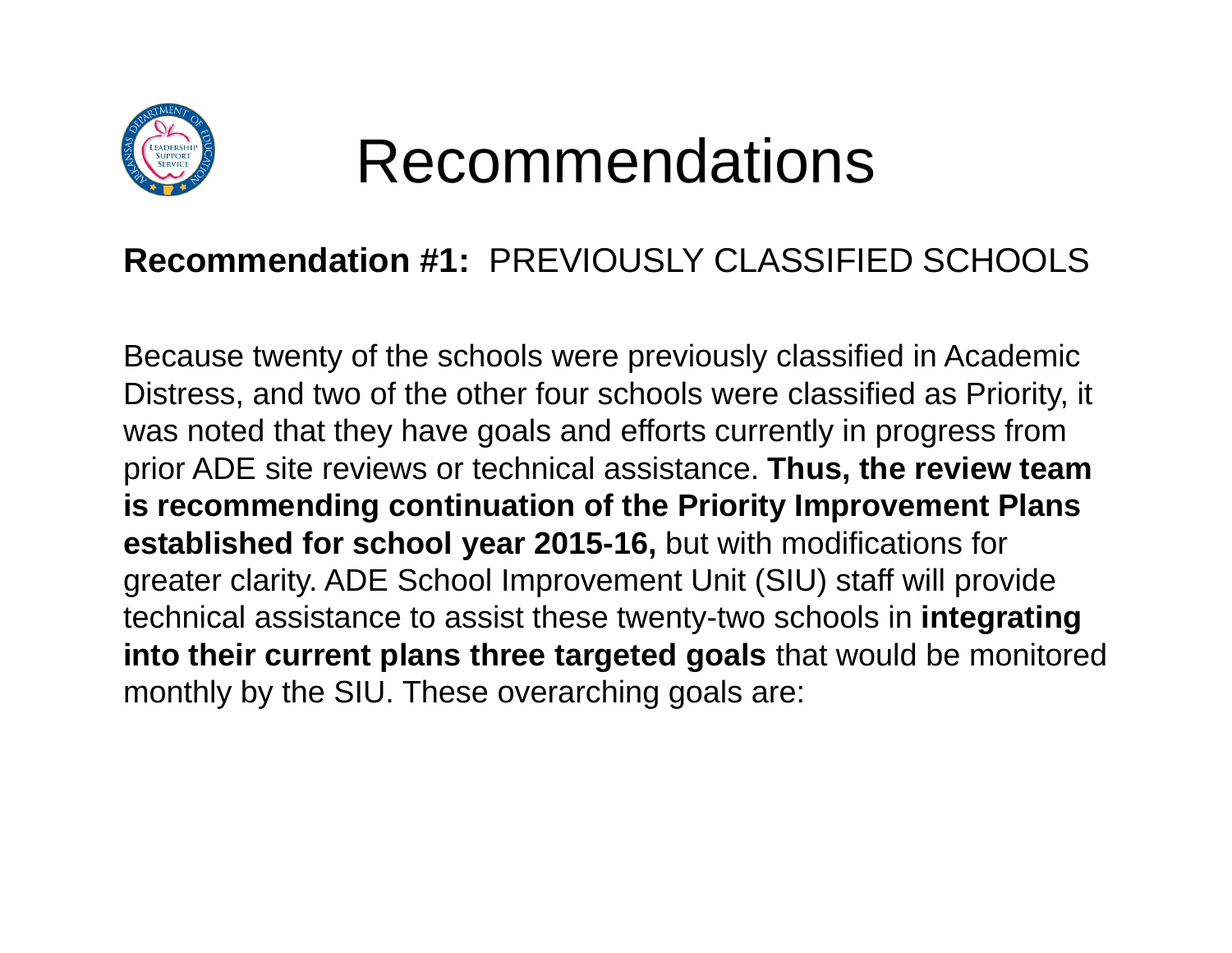# Recommendations

**Recommendation #1:** PREVIOUSLY CLASSIFIED SCHOOLS

Because twenty of the schools were previously classified in Academic Distress, and two of the other four schools were classified as Priority, it was noted that they have goals and efforts currently in progress from prior ADE site reviews or technical assistance. **Thus, the review team is recommending continuation of the Priority Improvement Plans established for school year 2015-16,** but with modifications for greater clarity. ADE School Improvement Unit (SIU) staff will provide technical assistance to assist these twenty-two schools in **integrating into their current plans three targeted goals** that would be monitored monthly by the SIU. These overarching goals are: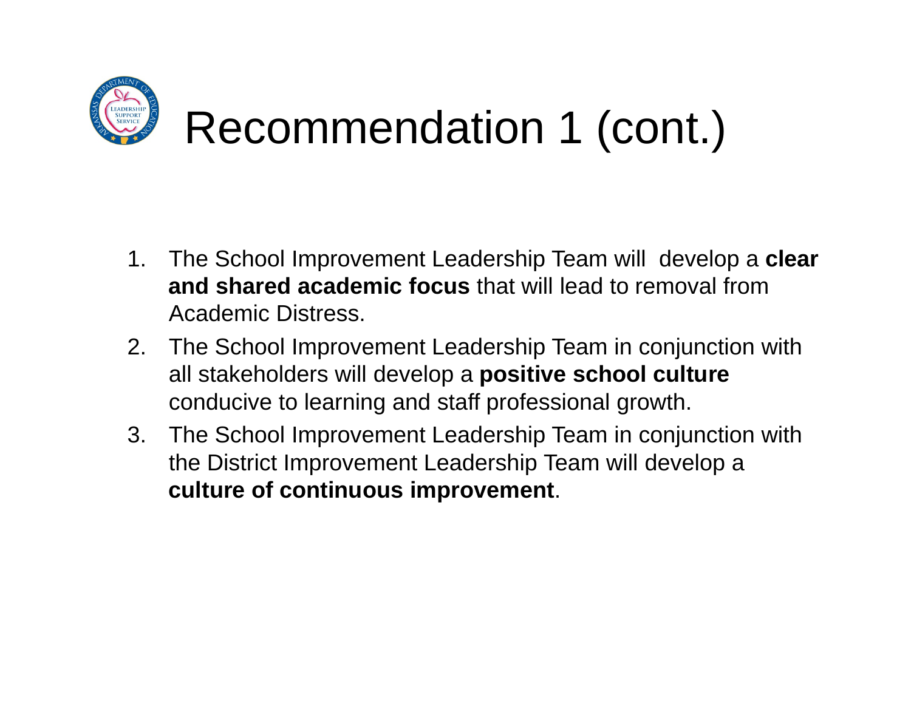# Recommendation 1 (cont.)

1. The School Improvement Leadership Team will develop a **clear and shared academic focus** that will lead to removal from Academic Distress.
2. The School Improvement Leadership Team in conjunction with all stakeholders will develop a **positive school culture** conducive to learning and staff professional growth.
3. The School Improvement Leadership Team in conjunction with the District Improvement Leadership Team will develop a **culture of continuous improvement**.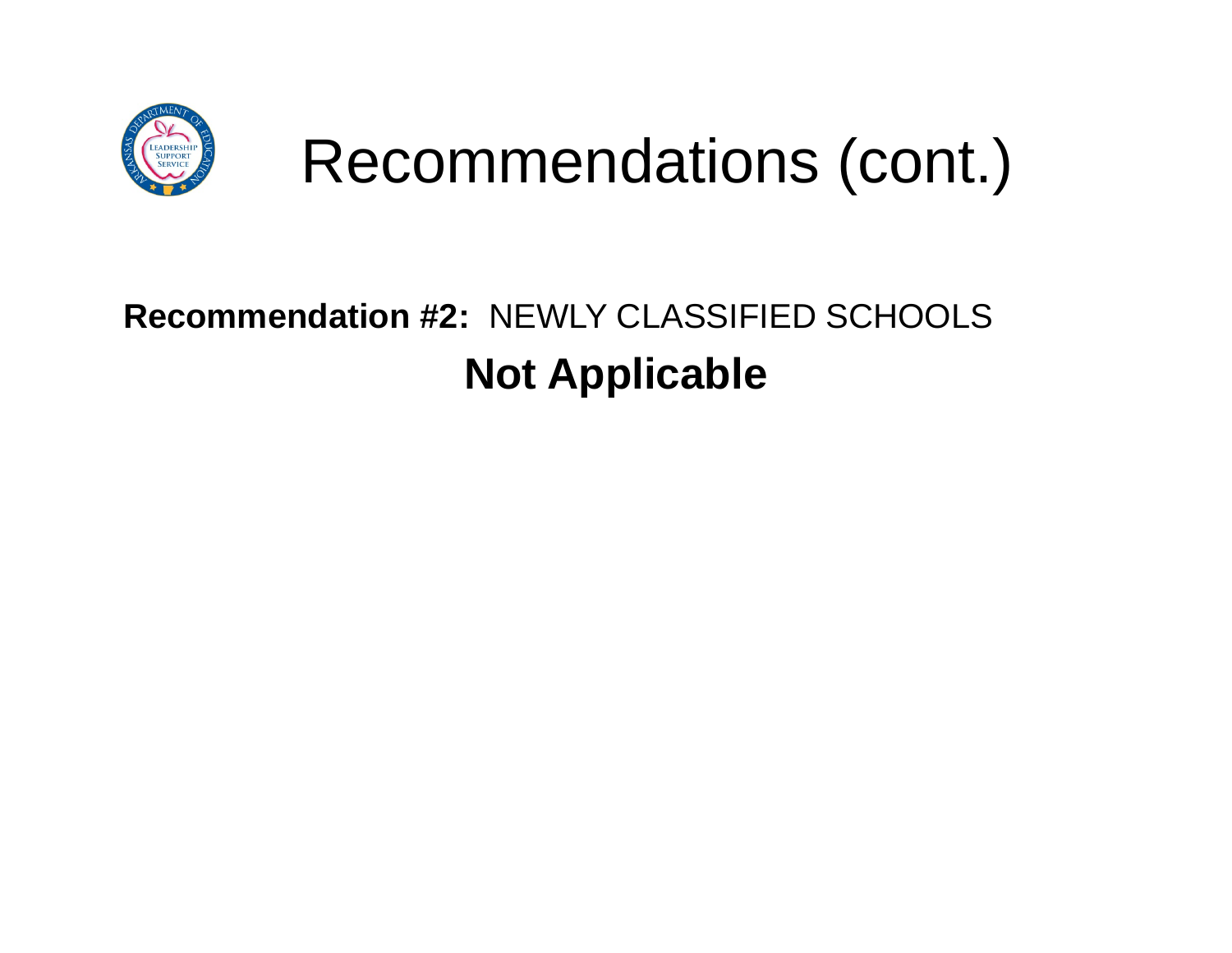# Recommendations (cont.)

**Recommendation #2:** NEWLY CLASSIFIED SCHOOLS

**Not Applicable**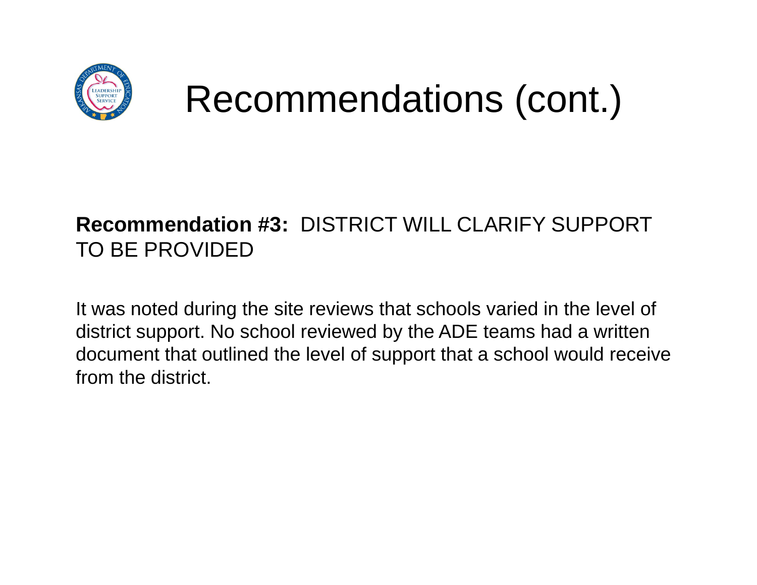# Recommendations (cont.)

**Recommendation #3:** DISTRICT WILL CLARIFY SUPPORT TO BE PROVIDED

It was noted during the site reviews that schools varied in the level of district support. No school reviewed by the ADE teams had a written document that outlined the level of support that a school would receive from the district.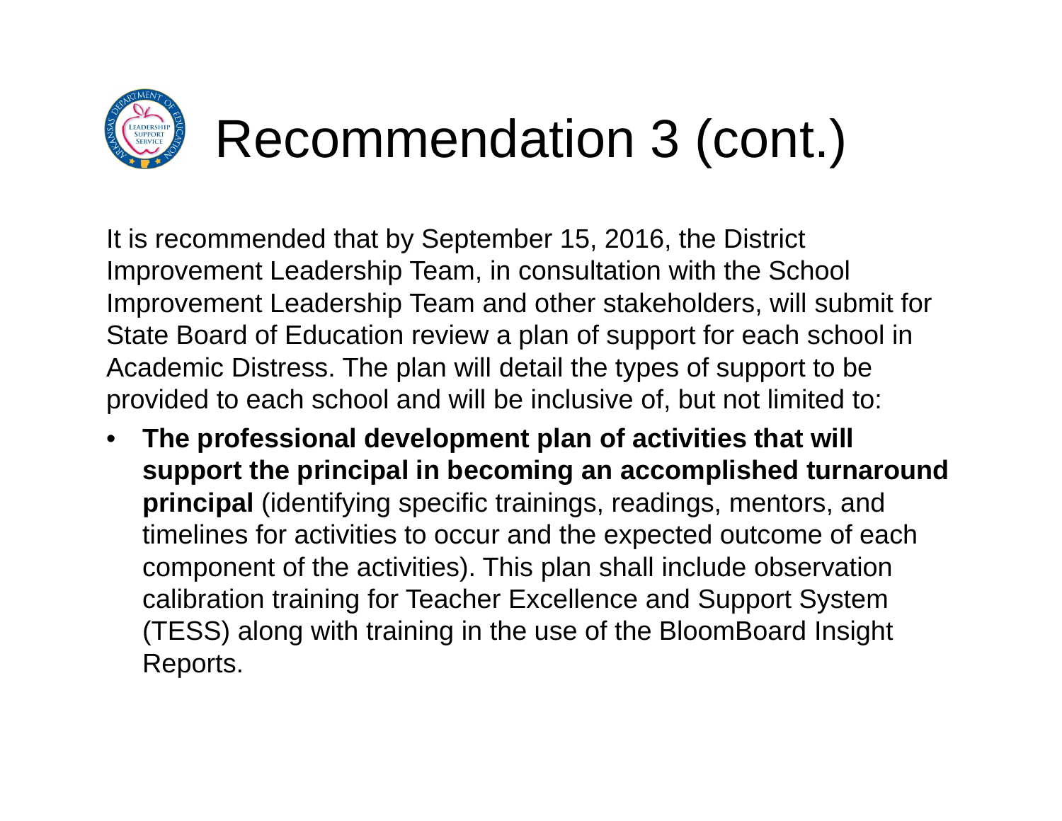# Recommendation 3 (cont.)

It is recommended that by September 15, 2016, the District Improvement Leadership Team, in consultation with the School Improvement Leadership Team and other stakeholders, will submit for State Board of Education review a plan of support for each school in Academic Distress. The plan will detail the types of support to be provided to each school and will be inclusive of, but not limited to:

- **The professional development plan of activities that will support the principal in becoming an accomplished turnaround principal** (identifying specific trainings, readings, mentors, and timelines for activities to occur and the expected outcome of each component of the activities). This plan shall include observation calibration training for Teacher Excellence and Support System (TESS) along with training in the use of the BloomBoard Insight Reports.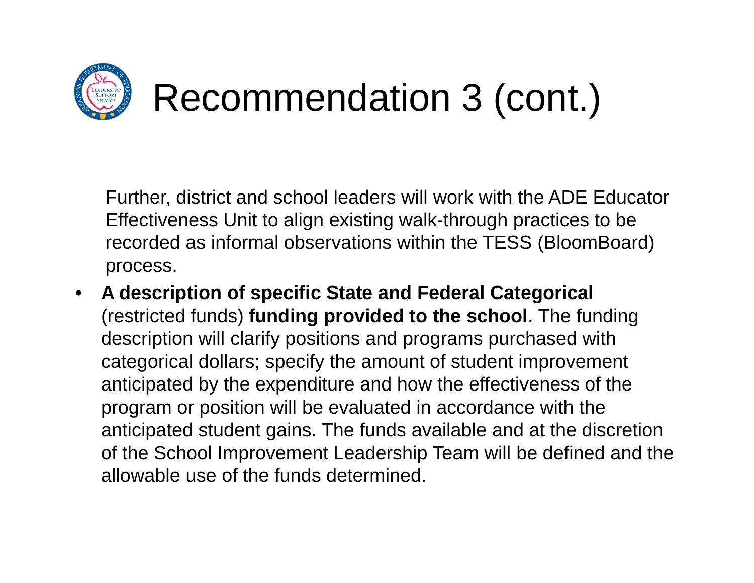# Recommendation 3 (cont.)

Further, district and school leaders will work with the ADE Educator Effectiveness Unit to align existing walk-through practices to be recorded as informal observations within the TESS (BloomBoard) process.

- **A description of specific State and Federal Categorical** (restricted funds) **funding provided to the school**. The funding description will clarify positions and programs purchased with categorical dollars; specify the amount of student improvement anticipated by the expenditure and how the effectiveness of the program or position will be evaluated in accordance with the anticipated student gains. The funds available and at the discretion of the School Improvement Leadership Team will be defined and the allowable use of the funds determined.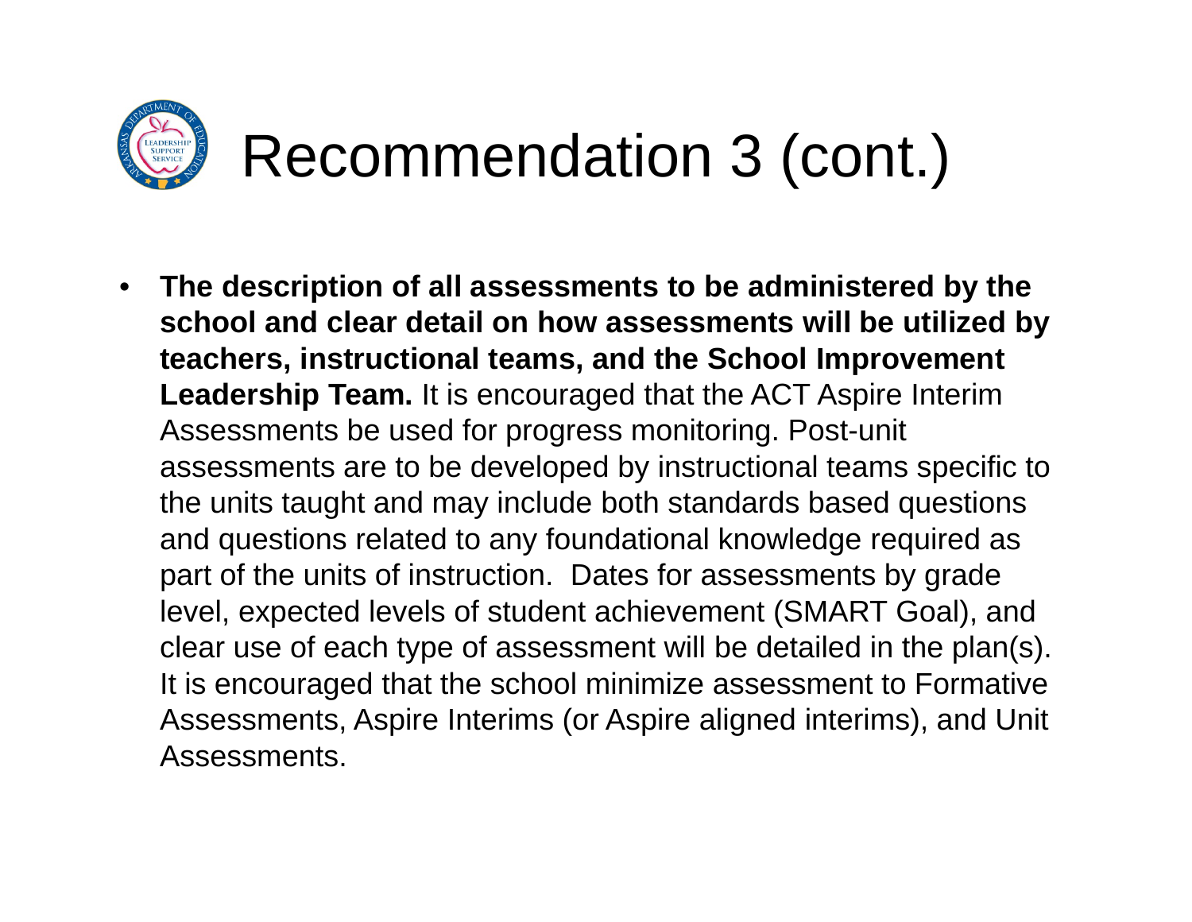# Recommendation 3 (cont.)

- **The description of all assessments to be administered by the school and clear detail on how assessments will be utilized by teachers, instructional teams, and the School Improvement Leadership Team.** It is encouraged that the ACT Aspire Interim Assessments be used for progress monitoring. Post-unit assessments are to be developed by instructional teams specific to the units taught and may include both standards based questions and questions related to any foundational knowledge required as part of the units of instruction. Dates for assessments by grade level, expected levels of student achievement (SMART Goal), and clear use of each type of assessment will be detailed in the plan(s). It is encouraged that the school minimize assessment to Formative Assessments, Aspire Interims (or Aspire aligned interims), and Unit Assessments.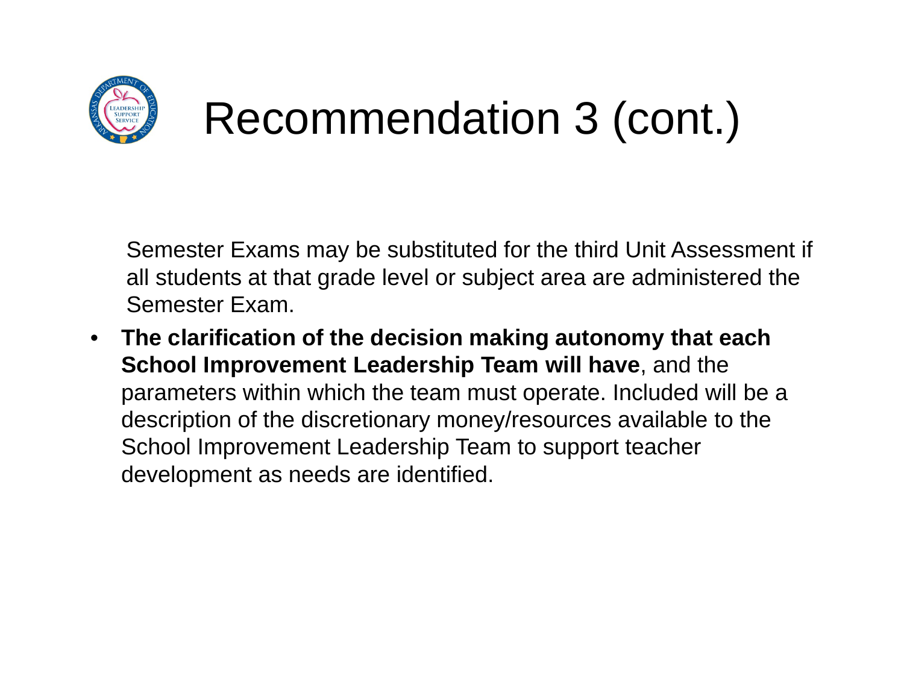# Recommendation 3 (cont.)

Semester Exams may be substituted for the third Unit Assessment if all students at that grade level or subject area are administered the Semester Exam.

- **The clarification of the decision making autonomy that each School Improvement Leadership Team will have**, and the parameters within which the team must operate. Included will be a description of the discretionary money/resources available to the School Improvement Leadership Team to support teacher development as needs are identified.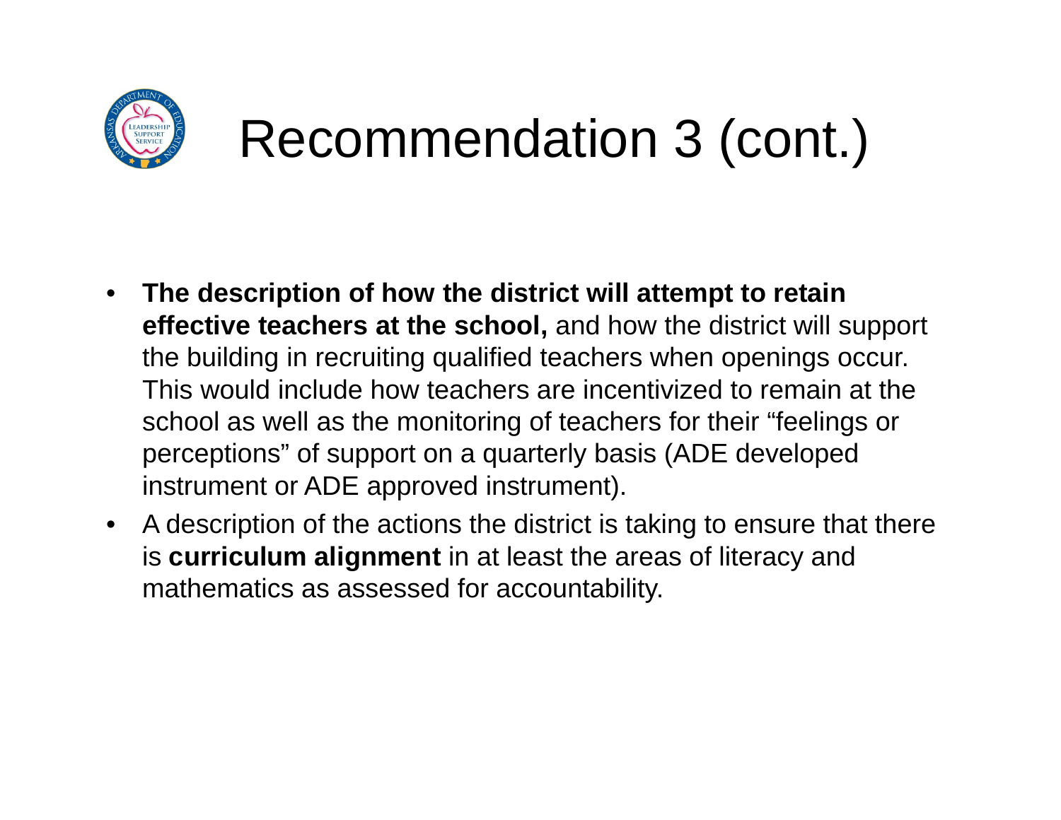# Recommendation 3 (cont.)

- **The description of how the district will attempt to retain effective teachers at the school,** and how the district will support the building in recruiting qualified teachers when openings occur. This would include how teachers are incentivized to remain at the school as well as the monitoring of teachers for their "feelings or perceptions" of support on a quarterly basis (ADE developed instrument or ADE approved instrument).
- A description of the actions the district is taking to ensure that there is **curriculum alignment** in at least the areas of literacy and mathematics as assessed for accountability.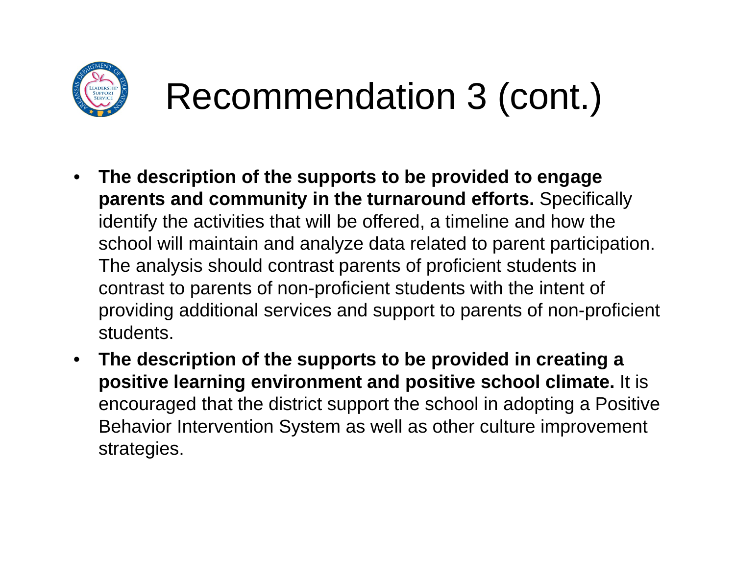# Recommendation 3 (cont.)

- **The description of the supports to be provided to engage parents and community in the turnaround efforts.** Specifically identify the activities that will be offered, a timeline and how the school will maintain and analyze data related to parent participation. The analysis should contrast parents of proficient students in contrast to parents of non-proficient students with the intent of providing additional services and support to parents of non-proficient students.
- **The description of the supports to be provided in creating a positive learning environment and positive school climate.** It is encouraged that the district support the school in adopting a Positive Behavior Intervention System as well as other culture improvement strategies.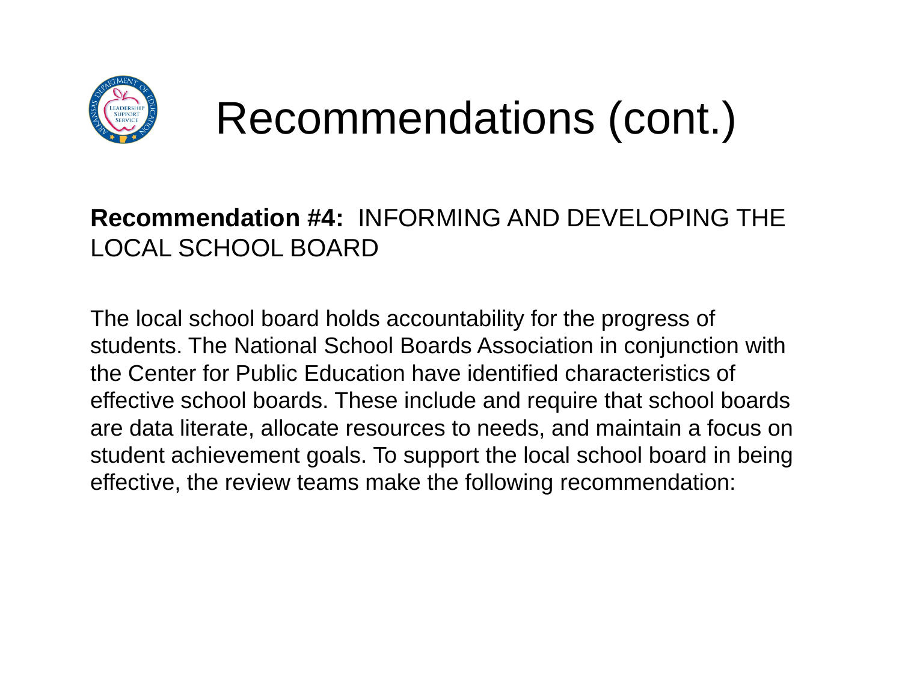# Recommendations (cont.)

**Recommendation #4:** INFORMING AND DEVELOPING THE LOCAL SCHOOL BOARD

The local school board holds accountability for the progress of students. The National School Boards Association in conjunction with the Center for Public Education have identified characteristics of effective school boards. These include and require that school boards are data literate, allocate resources to needs, and maintain a focus on student achievement goals. To support the local school board in being effective, the review teams make the following recommendation: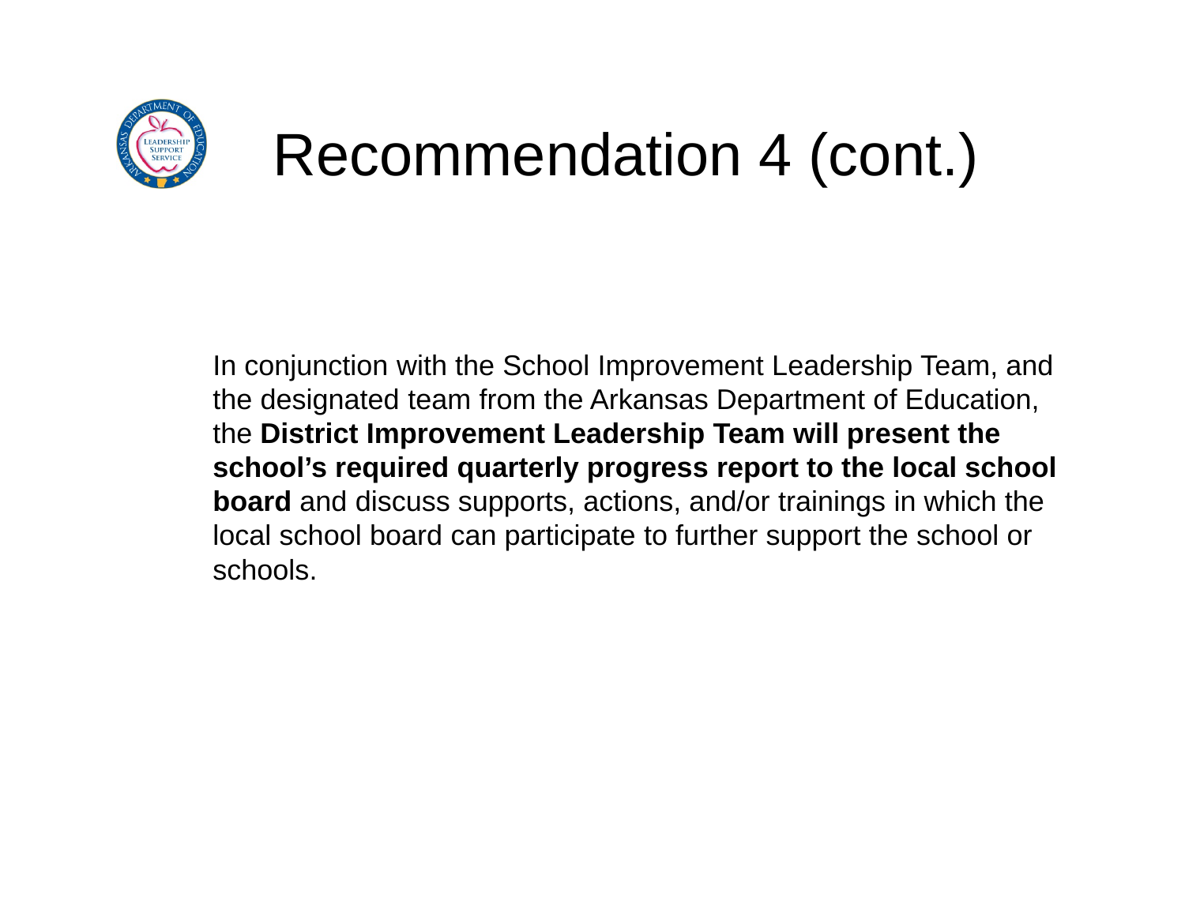# Recommendation 4 (cont.)

In conjunction with the School Improvement Leadership Team, and the designated team from the Arkansas Department of Education, the **District Improvement Leadership Team will present the school's required quarterly progress report to the local school board** and discuss supports, actions, and/or trainings in which the local school board can participate to further support the school or schools.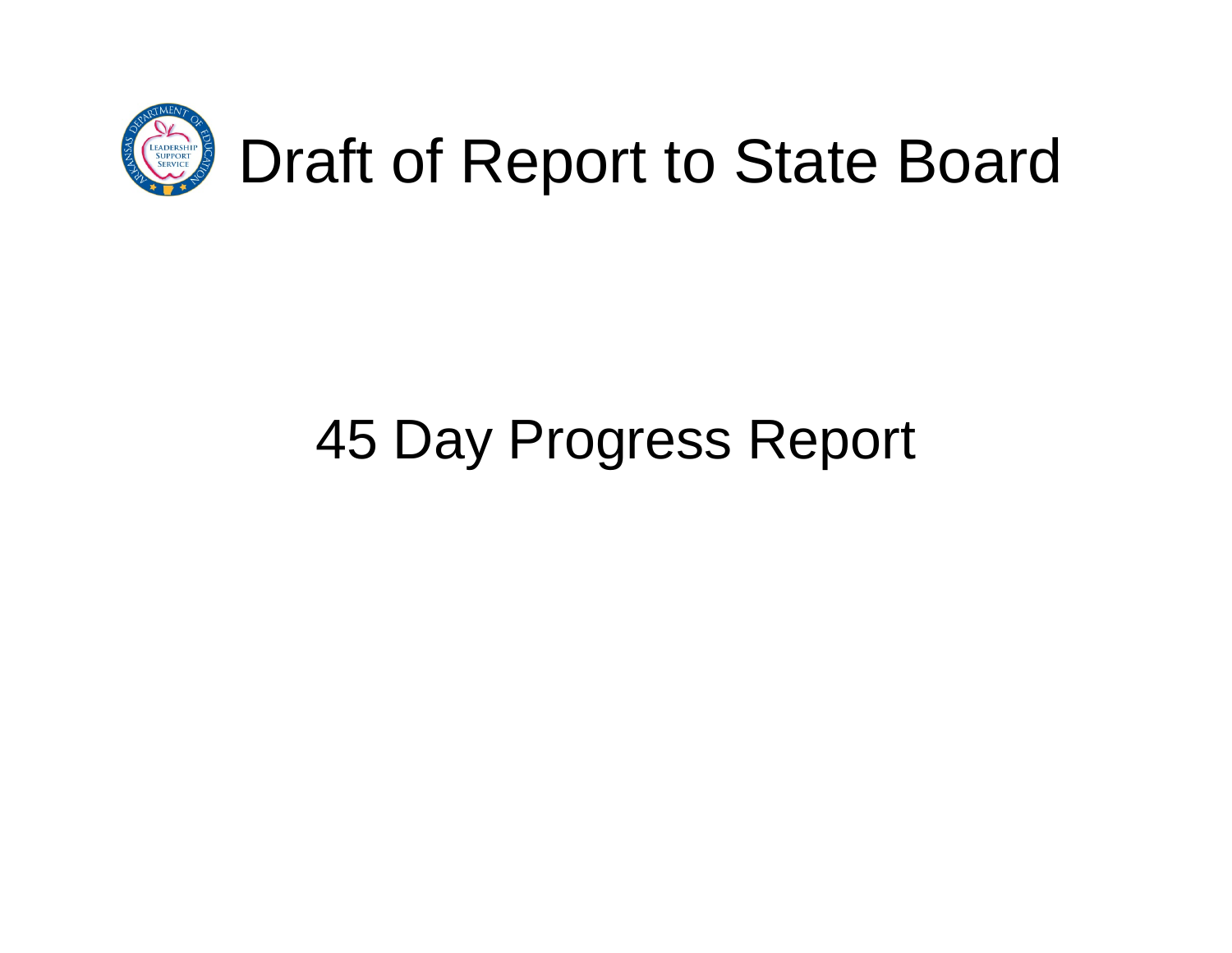# Draft of Report to State Board

## 45 Day Progress Report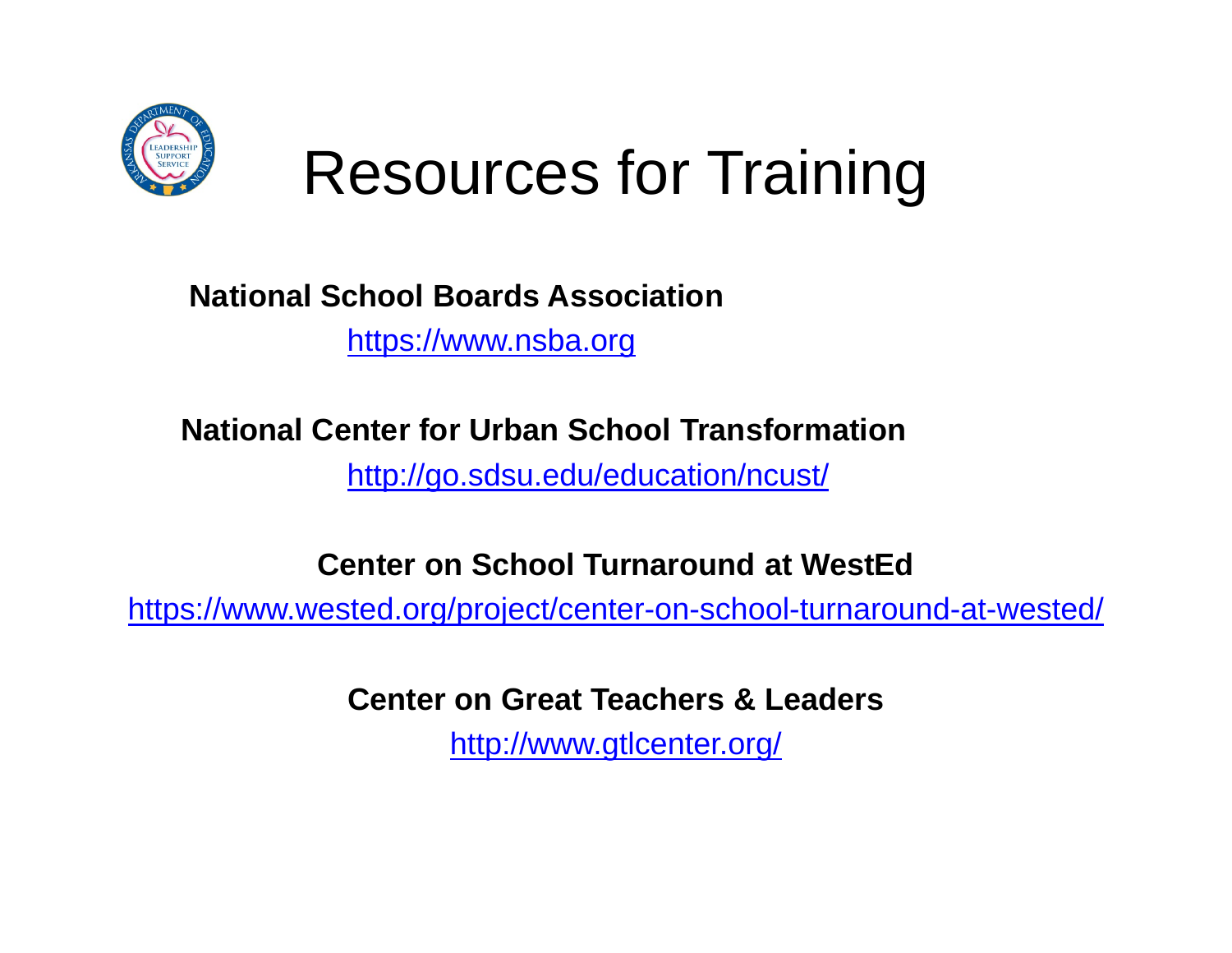# Resources for Training

**National School Boards Association**

https://www.nsba.org

**National Center for Urban School Transformation**

http://go.sdsu.edu/education/ncust/

**Center on School Turnaround at WestEd**

https://www.wested.org/project/center-on-school-turnaround-at-wested/

**Center on Great Teachers & Leaders**

http://www.gtlcenter.org/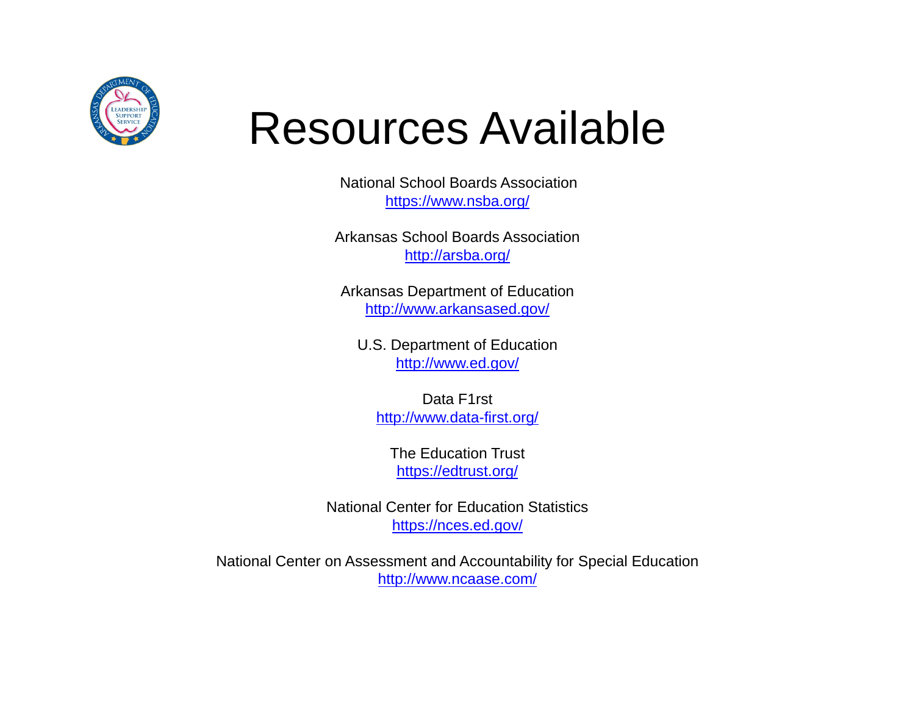# Resources Available

National School Boards Association
https://www.nsba.org/

Arkansas School Boards Association
http://arsba.org/

Arkansas Department of Education
http://www.arkansased.gov/

U.S. Department of Education
http://www.ed.gov/

Data F1rst
http://www.data-first.org/

The Education Trust
https://edtrust.org/

National Center for Education Statistics
https://nces.ed.gov/

National Center on Assessment and Accountability for Special Education
http://www.ncaase.com/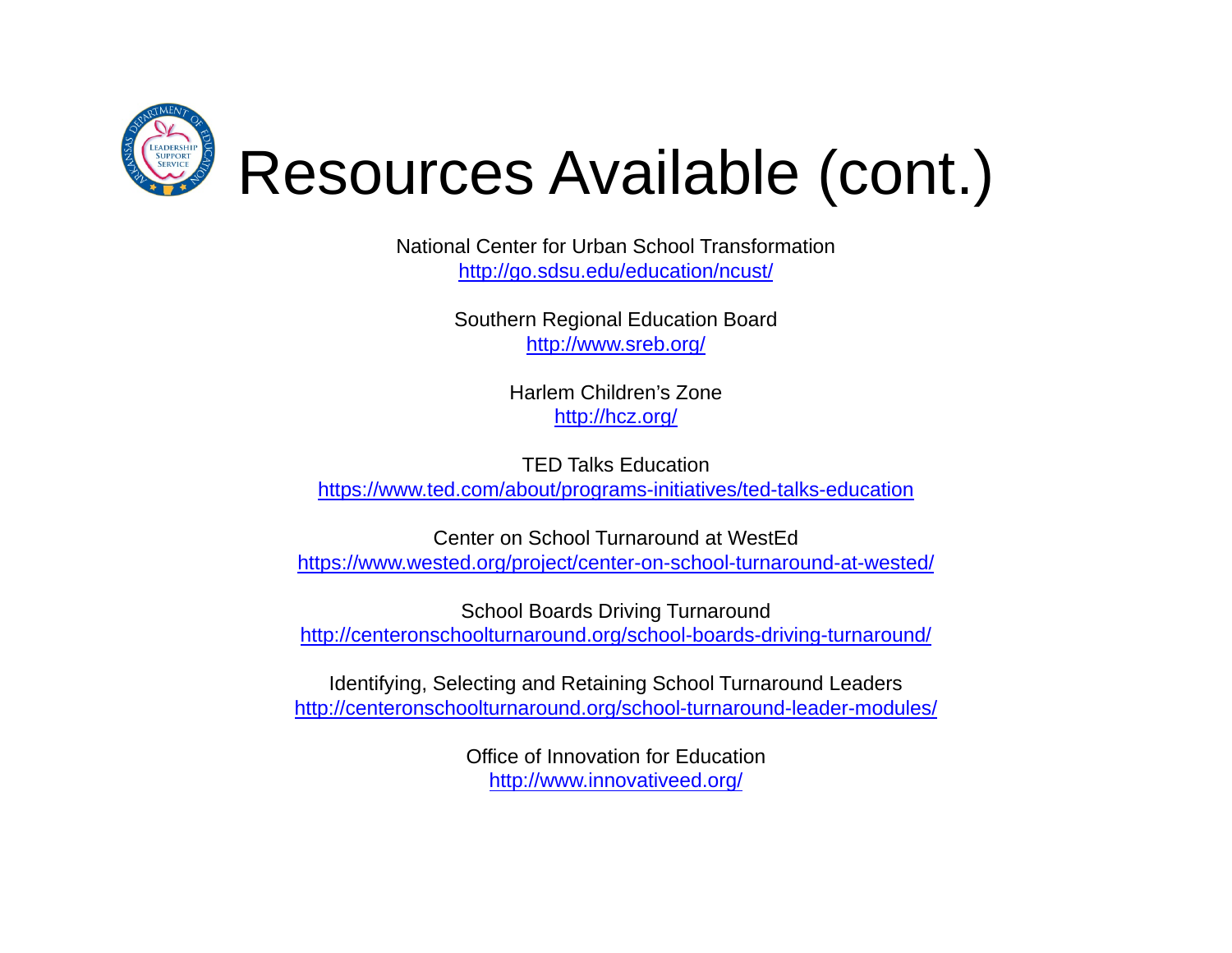# Resources Available (cont.)

National Center for Urban School Transformation
http://go.sdsu.edu/education/ncust/

Southern Regional Education Board
http://www.sreb.org/

Harlem Children's Zone
http://hcz.org/

TED Talks Education
https://www.ted.com/about/programs-initiatives/ted-talks-education

Center on School Turnaround at WestEd
https://www.wested.org/project/center-on-school-turnaround-at-wested/

School Boards Driving Turnaround
http://centeronschoolturnaround.org/school-boards-driving-turnaround/

Identifying, Selecting and Retaining School Turnaround Leaders
http://centeronschoolturnaround.org/school-turnaround-leader-modules/

Office of Innovation for Education
http://www.innovativeed.org/